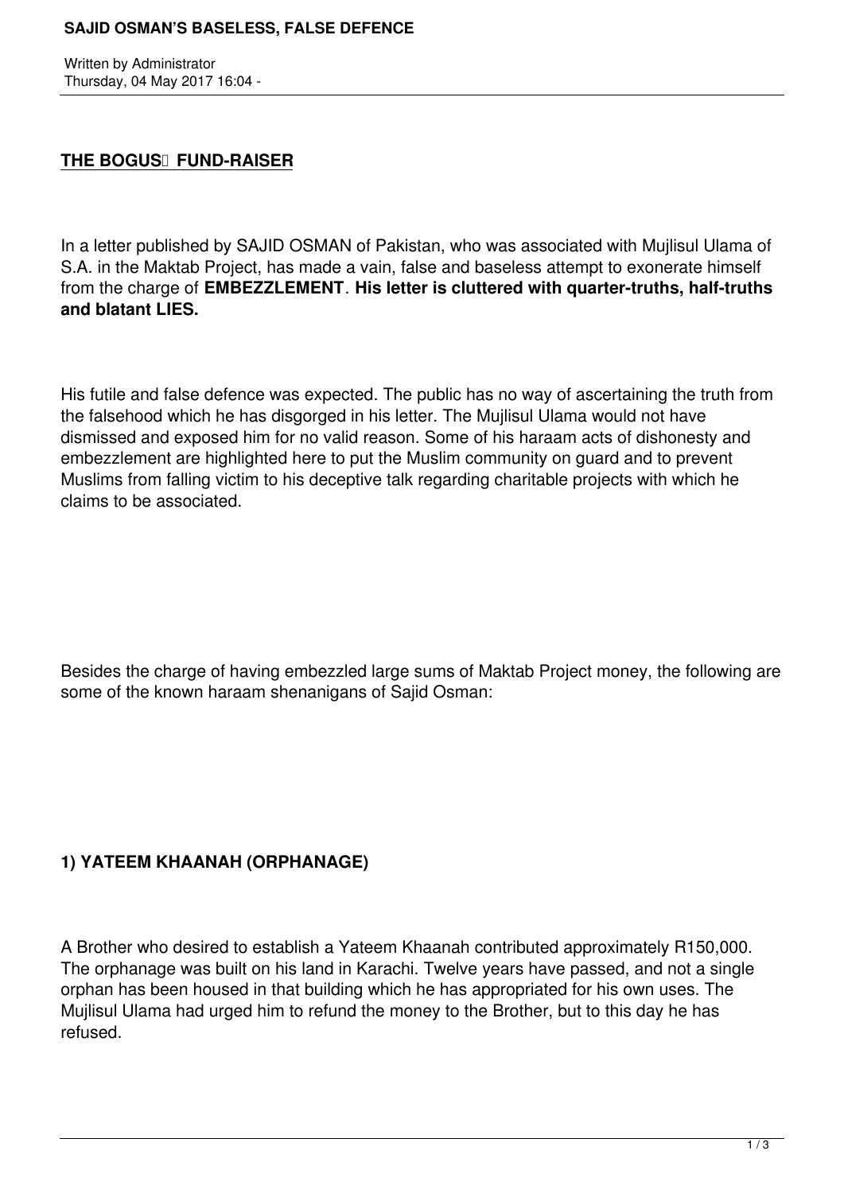## THE BOGUS  FUND-RAISER

In a letter published by SAJID OSMAN of Pakistan, who was associated with Mujlisul Ulama of S.A. in the Maktab Project, has made a vain, false and baseless attempt to exonerate himself from the charge of **EMBEZZLEMENT**. **His letter is cluttered with quarter-truths, half-truths and blatant LIES.**

His futile and false defence was expected. The public has no way of ascertaining the truth from the falsehood which he has disgorged in his letter. The Mujlisul Ulama would not have dismissed and exposed him for no valid reason. Some of his haraam acts of dishonesty and embezzlement are highlighted here to put the Muslim community on guard and to prevent Muslims from falling victim to his deceptive talk regarding charitable projects with which he claims to be associated.

Besides the charge of having embezzled large sums of Maktab Project money, the following are some of the known haraam shenanigans of Sajid Osman:

### 1) YATEEM KHAANAH (ORPHANAGE)

A Brother who desired to establish a Yateem Khaanah contributed approximately R150,000. The orphanage was built on his land in Karachi. Twelve years have passed, and not a single orphan has been housed in that building which he has appropriated for his own uses. The Mujlisul Ulama had urged him to refund the money to the Brother, but to this day he has refused.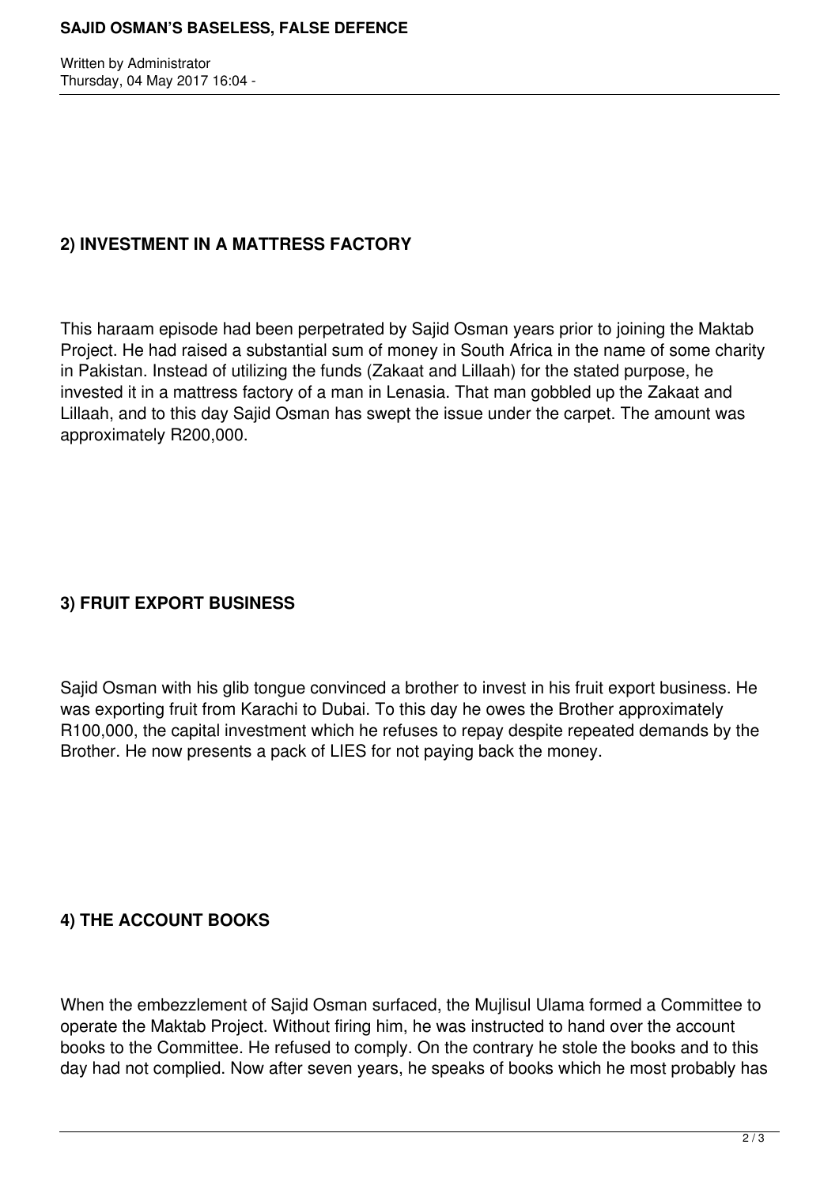## 2) INVESTMENT IN A MATTRESS FACTORY

This haraam episode had been perpetrated by Sajid Osman years prior to joining the Maktab Project. He had raised a substantial sum of money in South Africa in the name of some charity in Pakistan. Instead of utilizing the funds (Zakaat and Lillaah) for the stated purpose, he invested it in a mattress factory of a man in Lenasia. That man gobbled up the Zakaat and Lillaah, and to this day Sajid Osman has swept the issue under the carpet. The amount was approximately R200,000.

## 3) FRUIT EXPORT BUSINESS

Sajid Osman with his glib tongue convinced a brother to invest in his fruit export business. He was exporting fruit from Karachi to Dubai. To this day he owes the Brother approximately R100,000, the capital investment which he refuses to repay despite repeated demands by the Brother. He now presents a pack of LIES for not paying back the money.

## 4) THE ACCOUNT BOOKS

When the embezzlement of Sajid Osman surfaced, the Mujlisul Ulama formed a Committee to operate the Maktab Project. Without firing him, he was instructed to hand over the account books to the Committee. He refused to comply. On the contrary he stole the books and to this day had not complied. Now after seven years, he speaks of books which he most probably has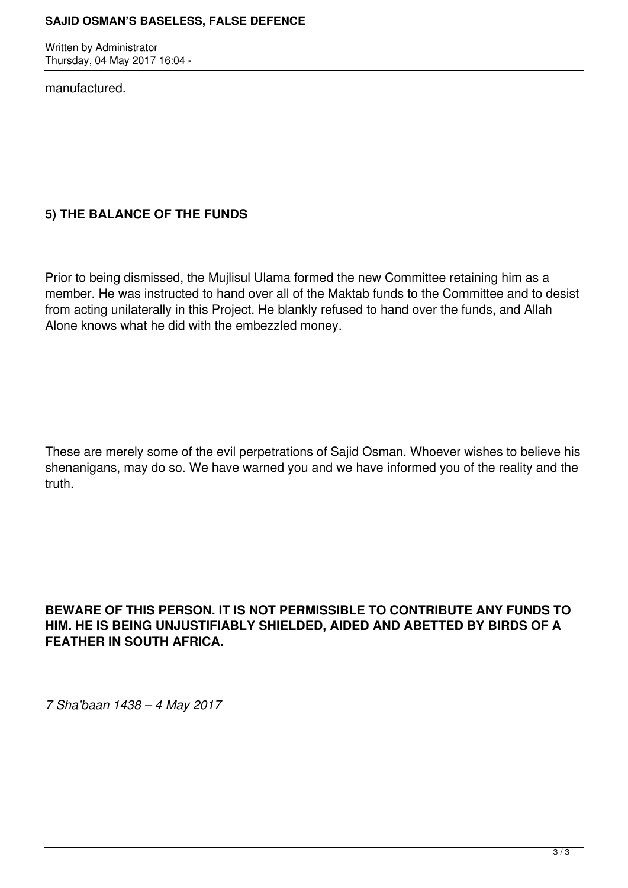manufactured.

**5) THE BALANCE OF THE FUNDS**

Prior to being dismissed, the Mujlisul Ulama formed the new Committee retaining him as a member. He was instructed to hand over all of the Maktab funds to the Committee and to desist from acting unilaterally in this Project. He blankly refused to hand over the funds, and Allah Alone knows what he did with the embezzled money.

These are merely some of the evil perpetrations of Sajid Osman. Whoever wishes to believe his shenanigans, may do so. We have warned you and we have informed you of the reality and the truth.

**BEWARE OF THIS PERSON. IT IS NOT PERMISSIBLE TO CONTRIBUTE ANY FUNDS TO HIM. HE IS BEING UNJUSTIFIABLY SHIELDED, AIDED AND ABETTED BY BIRDS OF A FEATHER IN SOUTH AFRICA.**

*7 Sha'baan 1438 – 4 May 2017*